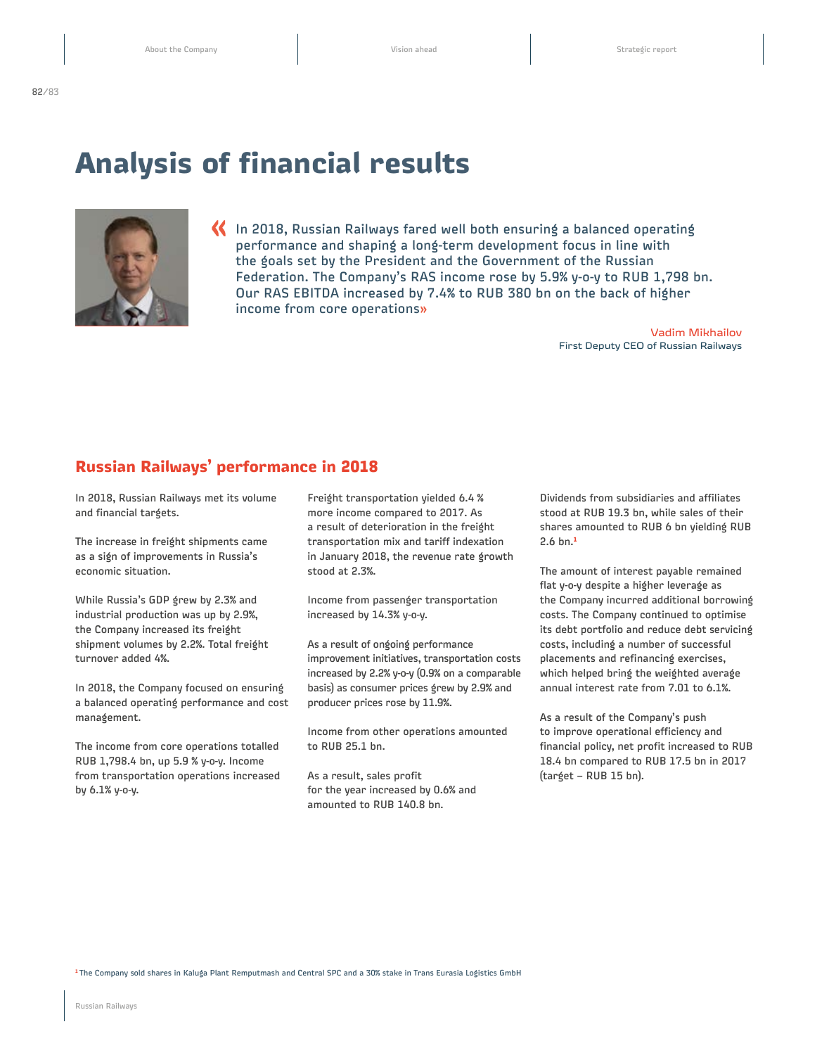# Analysis of financial results

«In 2018, Russian Railways fared well both ensuring a balanced operating performance and shaping a long-term development focus in line with the goals set by the President and the Government of the Russian Federation. The Company's RAS income rose by 5.9% y-o-y to RUB 1,798 bn. Our RAS EBITDA increased by 7.4% to RUB 380 bn on the back of higher income from core operations»

Vadim Mikhailov
First Deputy CEO of Russian Railways

## Russian Railways' performance in 2018

In 2018, Russian Railways met its volume and financial targets.

The increase in freight shipments came as a sign of improvements in Russia's economic situation.

While Russia's GDP grew by 2.3% and industrial production was up by 2.9%, the Company increased its freight shipment volumes by 2.2%. Total freight turnover added 4%.

In 2018, the Company focused on ensuring a balanced operating performance and cost management.

The income from core operations totalled RUB 1,798.4 bn, up 5.9 % y-o-y. Income from transportation operations increased by 6.1% y-o-y.

Freight transportation yielded 6.4 % more income compared to 2017. As a result of deterioration in the freight transportation mix and tariff indexation in January 2018, the revenue rate growth stood at 2.3%.

Income from passenger transportation increased by 14.3% y-o-y.

As a result of ongoing performance improvement initiatives, transportation costs increased by 2.2% y-o-y (0.9% on a comparable basis) as consumer prices grew by 2.9% and producer prices rose by 11.9%.

Income from other operations amounted to RUB 25.1 bn.

As a result, sales profit for the year increased by 0.6% and amounted to RUB 140.8 bn.

Dividends from subsidiaries and affiliates stood at RUB 19.3 bn, while sales of their shares amounted to RUB 6 bn yielding RUB 2.6 bn.[1]

The amount of interest payable remained flat y-o-y despite a higher leverage as the Company incurred additional borrowing costs. The Company continued to optimise its debt portfolio and reduce debt servicing costs, including a number of successful placements and refinancing exercises, which helped bring the weighted average annual interest rate from 7.01 to 6.1%.

As a result of the Company's push to improve operational efficiency and financial policy, net profit increased to RUB 18.4 bn compared to RUB 17.5 bn in 2017 (target – RUB 15 bn).

[1] The Company sold shares in Kaluga Plant Remputmash and Central SPC and a 30% stake in Trans Eurasia Logistics GmbH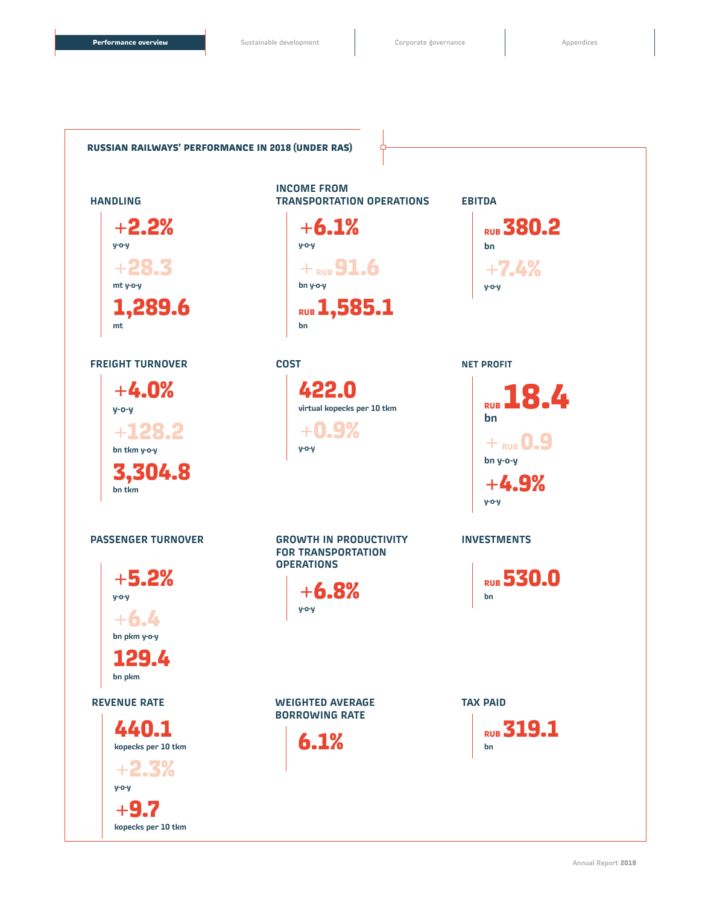## RUSSIAN RAILWAYS' PERFORMANCE IN 2018 (UNDER RAS)

### HANDLING

**+2.2%**
y-o-y

**+28.3**
mt y-o-y

**1,289.6**
mt

### INCOME FROM TRANSPORTATION OPERATIONS

**+6.1%**
y-o-y

**+ RUB 91.6**
bn y-o-y

**RUB 1,585.1**
bn

### EBITDA

**RUB 380.2**
bn

**+7.4%**
y-o-y

### FREIGHT TURNOVER

**+4.0%**
y-o-y

**+128.2**
bn tkm y-o-y

**3,304.8**
bn tkm

### COST

**422.0**
virtual kopecks per 10 tkm

**+0.9%**
y-o-y

### NET PROFIT

**RUB 18.4**
bn

**+ RUB 0.9**
bn y-o-y

**+4.9%**
y-o-y

### PASSENGER TURNOVER

**+5.2%**
y-o-y

**+6.4**
bn pkm y-o-y

**129.4**
bn pkm

### GROWTH IN PRODUCTIVITY FOR TRANSPORTATION OPERATIONS

**+6.8%**
y-o-y

### INVESTMENTS

**RUB 530.0**
bn

### REVENUE RATE

**440.1**
kopecks per 10 tkm

**+2.3%**
y-o-y

**+9.7**
kopecks per 10 tkm

### WEIGHTED AVERAGE BORROWING RATE

**6.1%**

### TAX PAID

**RUB 319.1**
bn